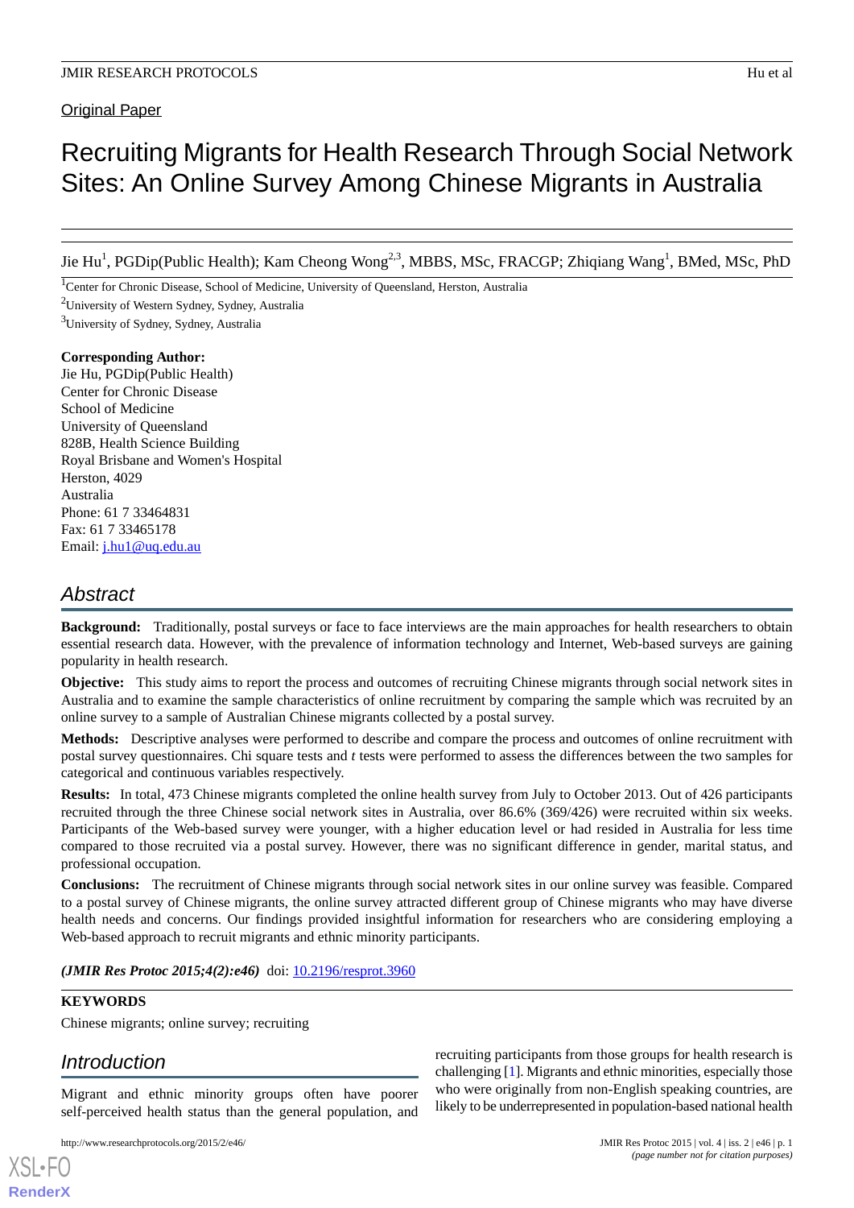Original Paper

# Recruiting Migrants for Health Research Through Social Network Sites: An Online Survey Among Chinese Migrants in Australia

Jie Hu[1], PGDip(Public Health); Kam Cheong Wong[2,3], MBBS, MSc, FRACGP; Zhiqiang Wang[1], BMed, MSc, PhD

[1]Center for Chronic Disease, School of Medicine, University of Queensland, Herston, Australia

[2]University of Western Sydney, Sydney, Australia

[3]University of Sydney, Sydney, Australia

**Corresponding Author:**
Jie Hu, PGDip(Public Health)
Center for Chronic Disease
School of Medicine
University of Queensland
828B, Health Science Building
Royal Brisbane and Women's Hospital
Herston, 4029
Australia
Phone: 61 7 33464831
Fax: 61 7 33465178
Email: j.hu1@uq.edu.au

## Abstract

**Background:** Traditionally, postal surveys or face to face interviews are the main approaches for health researchers to obtain essential research data. However, with the prevalence of information technology and Internet, Web-based surveys are gaining popularity in health research.

**Objective:** This study aims to report the process and outcomes of recruiting Chinese migrants through social network sites in Australia and to examine the sample characteristics of online recruitment by comparing the sample which was recruited by an online survey to a sample of Australian Chinese migrants collected by a postal survey.

**Methods:** Descriptive analyses were performed to describe and compare the process and outcomes of online recruitment with postal survey questionnaires. Chi square tests and *t* tests were performed to assess the differences between the two samples for categorical and continuous variables respectively.

**Results:** In total, 473 Chinese migrants completed the online health survey from July to October 2013. Out of 426 participants recruited through the three Chinese social network sites in Australia, over 86.6% (369/426) were recruited within six weeks. Participants of the Web-based survey were younger, with a higher education level or had resided in Australia for less time compared to those recruited via a postal survey. However, there was no significant difference in gender, marital status, and professional occupation.

**Conclusions:** The recruitment of Chinese migrants through social network sites in our online survey was feasible. Compared to a postal survey of Chinese migrants, the online survey attracted different group of Chinese migrants who may have diverse health needs and concerns. Our findings provided insightful information for researchers who are considering employing a Web-based approach to recruit migrants and ethnic minority participants.

***(JMIR Res Protoc 2015;4(2):e46)*** doi: 10.2196/resprot.3960

**KEYWORDS**

Chinese migrants; online survey; recruiting

## Introduction

Migrant and ethnic minority groups often have poorer self-perceived health status than the general population, and recruiting participants from those groups for health research is challenging [1]. Migrants and ethnic minorities, especially those who were originally from non-English speaking countries, are likely to be underrepresented in population-based national health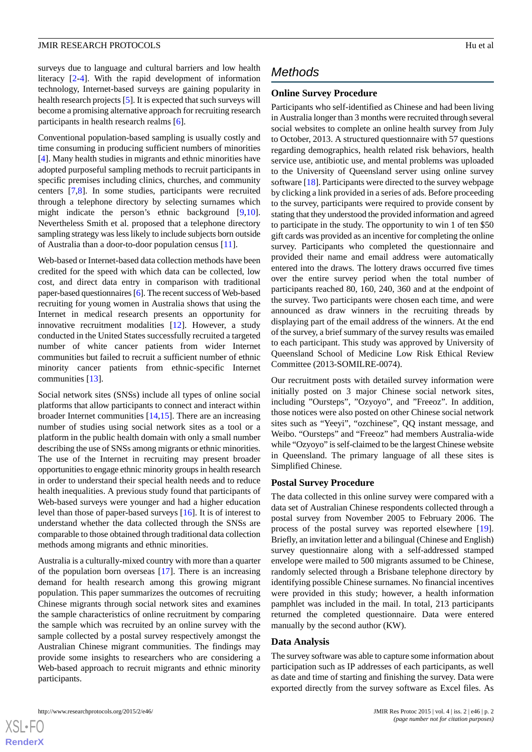surveys due to language and cultural barriers and low health literacy [2-4]. With the rapid development of information technology, Internet-based surveys are gaining popularity in health research projects [5]. It is expected that such surveys will become a promising alternative approach for recruiting research participants in health research realms [6].

Conventional population-based sampling is usually costly and time consuming in producing sufficient numbers of minorities [4]. Many health studies in migrants and ethnic minorities have adopted purposeful sampling methods to recruit participants in specific premises including clinics, churches, and community centers [7,8]. In some studies, participants were recruited through a telephone directory by selecting surnames which might indicate the person's ethnic background [9,10]. Nevertheless Smith et al. proposed that a telephone directory sampling strategy was less likely to include subjects born outside of Australia than a door-to-door population census [11].

Web-based or Internet-based data collection methods have been credited for the speed with which data can be collected, low cost, and direct data entry in comparison with traditional paper-based questionnaires [6]. The recent success of Web-based recruiting for young women in Australia shows that using the Internet in medical research presents an opportunity for innovative recruitment modalities [12]. However, a study conducted in the United States successfully recruited a targeted number of white cancer patients from wider Internet communities but failed to recruit a sufficient number of ethnic minority cancer patients from ethnic-specific Internet communities [13].

Social network sites (SNSs) include all types of online social platforms that allow participants to connect and interact within broader Internet communities [14,15]. There are an increasing number of studies using social network sites as a tool or a platform in the public health domain with only a small number describing the use of SNSs among migrants or ethnic minorities. The use of the Internet in recruiting may present broader opportunities to engage ethnic minority groups in health research in order to understand their special health needs and to reduce health inequalities. A previous study found that participants of Web-based surveys were younger and had a higher education level than those of paper-based surveys [16]. It is of interest to understand whether the data collected through the SNSs are comparable to those obtained through traditional data collection methods among migrants and ethnic minorities.

Australia is a culturally-mixed country with more than a quarter of the population born overseas [17]. There is an increasing demand for health research among this growing migrant population. This paper summarizes the outcomes of recruiting Chinese migrants through social network sites and examines the sample characteristics of online recruitment by comparing the sample which was recruited by an online survey with the sample collected by a postal survey respectively amongst the Australian Chinese migrant communities. The findings may provide some insights to researchers who are considering a Web-based approach to recruit migrants and ethnic minority participants.

# Methods

## Online Survey Procedure

Participants who self-identified as Chinese and had been living in Australia longer than 3 months were recruited through several social websites to complete an online health survey from July to October, 2013. A structured questionnaire with 57 questions regarding demographics, health related risk behaviors, health service use, antibiotic use, and mental problems was uploaded to the University of Queensland server using online survey software [18]. Participants were directed to the survey webpage by clicking a link provided in a series of ads. Before proceeding to the survey, participants were required to provide consent by stating that they understood the provided information and agreed to participate in the study. The opportunity to win 1 of ten $50 gift cards was provided as an incentive for completing the online survey. Participants who completed the questionnaire and provided their name and email address were automatically entered into the draws. The lottery draws occurred five times over the entire survey period when the total number of participants reached 80, 160, 240, 360 and at the endpoint of the survey. Two participants were chosen each time, and were announced as draw winners in the recruiting threads by displaying part of the email address of the winners. At the end of the survey, a brief summary of the survey results was emailed to each participant. This study was approved by University of Queensland School of Medicine Low Risk Ethical Review Committee (2013-SOMILRE-0074).

Our recruitment posts with detailed survey information were initially posted on 3 major Chinese social network sites, including "Oursteps", "Ozyoyo", and "Freeoz". In addition, those notices were also posted on other Chinese social network sites such as "Yeeyi", "ozchinese", QQ instant message, and Weibo. "Oursteps" and "Freeoz" had members Australia-wide while "Ozyoyo" is self-claimed to be the largest Chinese website in Queensland. The primary language of all these sites is Simplified Chinese.

## Postal Survey Procedure

The data collected in this online survey were compared with a data set of Australian Chinese respondents collected through a postal survey from November 2005 to February 2006. The process of the postal survey was reported elsewhere [19]. Briefly, an invitation letter and a bilingual (Chinese and English) survey questionnaire along with a self-addressed stamped envelope were mailed to 500 migrants assumed to be Chinese, randomly selected through a Brisbane telephone directory by identifying possible Chinese surnames. No financial incentives were provided in this study; however, a health information pamphlet was included in the mail. In total, 213 participants returned the completed questionnaire. Data were entered manually by the second author (KW).

## Data Analysis

The survey software was able to capture some information about participation such as IP addresses of each participants, as well as date and time of starting and finishing the survey. Data were exported directly from the survey software as Excel files. As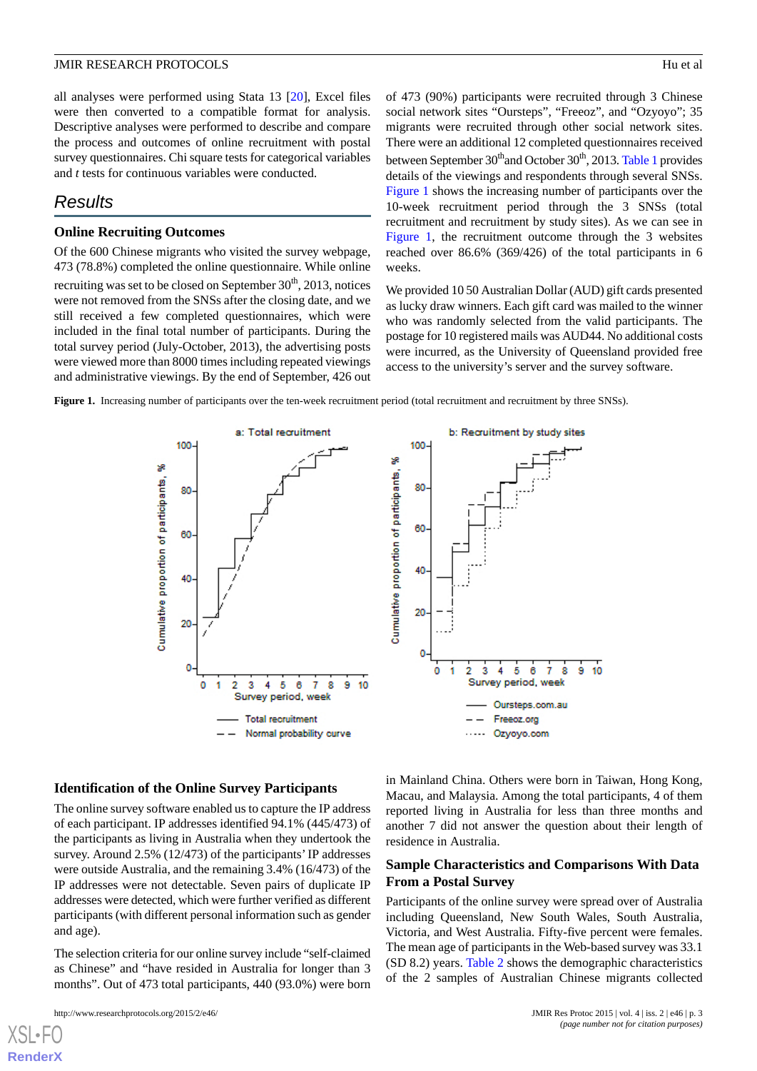all analyses were performed using Stata 13 [20], Excel files were then converted to a compatible format for analysis. Descriptive analyses were performed to describe and compare the process and outcomes of online recruitment with postal survey questionnaires. Chi square tests for categorical variables and *t* tests for continuous variables were conducted.

## Results

### Online Recruiting Outcomes

Of the 600 Chinese migrants who visited the survey webpage, 473 (78.8%) completed the online questionnaire. While online recruiting was set to be closed on September 30th, 2013, notices were not removed from the SNSs after the closing date, and we still received a few completed questionnaires, which were included in the final total number of participants. During the total survey period (July-October, 2013), the advertising posts were viewed more than 8000 times including repeated viewings and administrative viewings. By the end of September, 426 out of 473 (90%) participants were recruited through 3 Chinese social network sites "Oursteps", "Freeoz", and "Ozyoyo"; 35 migrants were recruited through other social network sites. There were an additional 12 completed questionnaires received between September 30th and October 30th, 2013. Table 1 provides details of the viewings and respondents through several SNSs. Figure 1 shows the increasing number of participants over the 10-week recruitment period through the 3 SNSs (total recruitment and recruitment by study sites). As we can see in Figure 1, the recruitment outcome through the 3 websites reached over 86.6% (369/426) of the total participants in 6 weeks.

We provided 10 50 Australian Dollar (AUD) gift cards presented as lucky draw winners. Each gift card was mailed to the winner who was randomly selected from the valid participants. The postage for 10 registered mails was AUD44. No additional costs were incurred, as the University of Queensland provided free access to the university's server and the survey software.

**Figure 1.** Increasing number of participants over the ten-week recruitment period (total recruitment and recruitment by three SNSs).

### Identification of the Online Survey Participants

The online survey software enabled us to capture the IP address of each participant. IP addresses identified 94.1% (445/473) of the participants as living in Australia when they undertook the survey. Around 2.5% (12/473) of the participants' IP addresses were outside Australia, and the remaining 3.4% (16/473) of the IP addresses were not detectable. Seven pairs of duplicate IP addresses were detected, which were further verified as different participants (with different personal information such as gender and age).

The selection criteria for our online survey include "self-claimed as Chinese" and "have resided in Australia for longer than 3 months". Out of 473 total participants, 440 (93.0%) were born in Mainland China. Others were born in Taiwan, Hong Kong, Macau, and Malaysia. Among the total participants, 4 of them reported living in Australia for less than three months and another 7 did not answer the question about their length of residence in Australia.

### Sample Characteristics and Comparisons With Data From a Postal Survey

Participants of the online survey were spread over of Australia including Queensland, New South Wales, South Australia, Victoria, and West Australia. Fifty-five percent were females. The mean age of participants in the Web-based survey was 33.1 (SD 8.2) years. Table 2 shows the demographic characteristics of the 2 samples of Australian Chinese migrants collected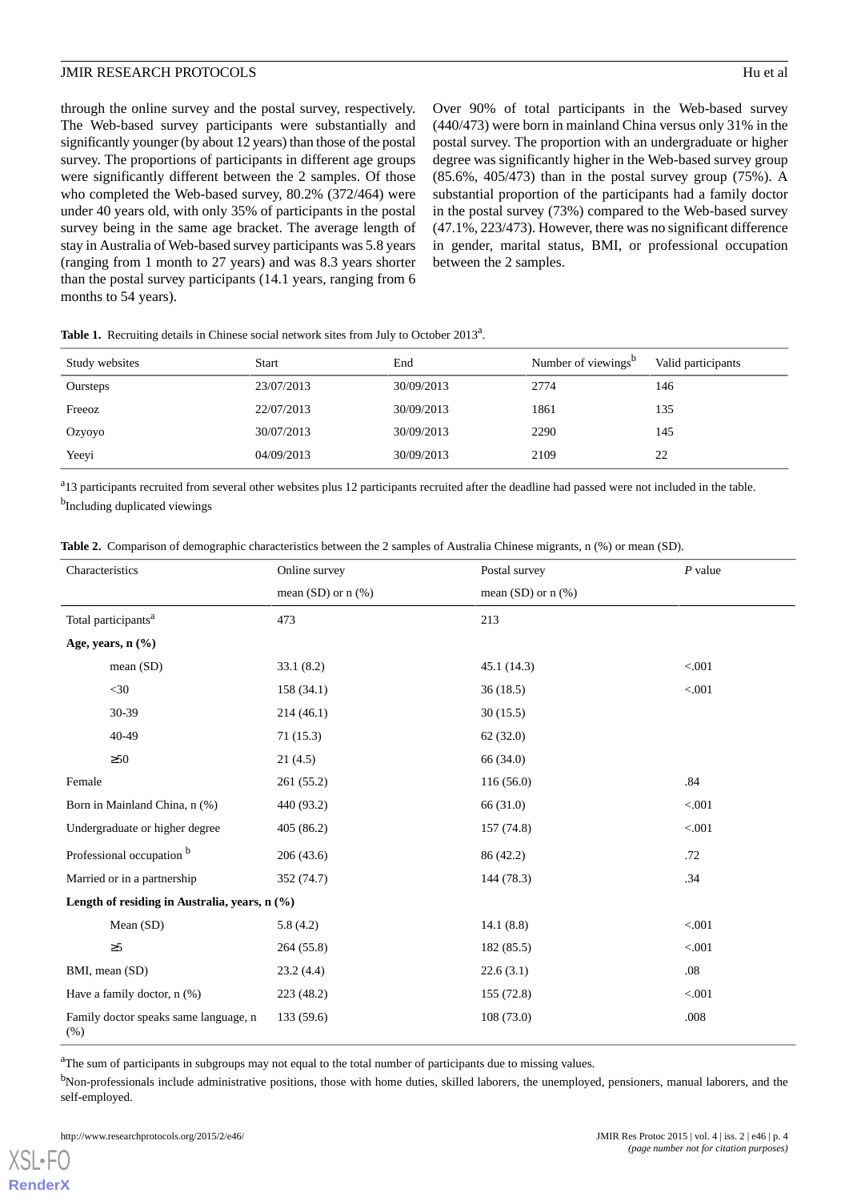through the online survey and the postal survey, respectively. The Web-based survey participants were substantially and significantly younger (by about 12 years) than those of the postal survey. The proportions of participants in different age groups were significantly different between the 2 samples. Of those who completed the Web-based survey, 80.2% (372/464) were under 40 years old, with only 35% of participants in the postal survey being in the same age bracket. The average length of stay in Australia of Web-based survey participants was 5.8 years (ranging from 1 month to 27 years) and was 8.3 years shorter than the postal survey participants (14.1 years, ranging from 6 months to 54 years).

Over 90% of total participants in the Web-based survey (440/473) were born in mainland China versus only 31% in the postal survey. The proportion with an undergraduate or higher degree was significantly higher in the Web-based survey group (85.6%, 405/473) than in the postal survey group (75%). A substantial proportion of the participants had a family doctor in the postal survey (73%) compared to the Web-based survey (47.1%, 223/473). However, there was no significant difference in gender, marital status, BMI, or professional occupation between the 2 samples.

**Table 1.** Recruiting details in Chinese social network sites from July to October 2013[a].

| Study websites | Start | End | Number of viewings[b] | Valid participants |
|---|---|---|---|---|
| Oursteps | 23/07/2013 | 30/09/2013 | 2774 | 146 |
| Freeoz | 22/07/2013 | 30/09/2013 | 1861 | 135 |
| Ozyoyo | 30/07/2013 | 30/09/2013 | 2290 | 145 |
| Yeeyi | 04/09/2013 | 30/09/2013 | 2109 | 22 |

[a]13 participants recruited from several other websites plus 12 participants recruited after the deadline had passed were not included in the table.

[b]Including duplicated viewings

**Table 2.** Comparison of demographic characteristics between the 2 samples of Australia Chinese migrants, n (%) or mean (SD).

| Characteristics | Online survey mean (SD) or n (%) | Postal survey mean (SD) or n (%) | *P* value |
|---|---|---|---|
| Total participants[a] | 473 | 213 | |
| **Age, years, n (%)** | | | |
| mean (SD) | 33.1 (8.2) | 45.1 (14.3) | <.001 |
| <30 | 158 (34.1) | 36 (18.5) | <.001 |
| 30-39 | 214 (46.1) | 30 (15.5) | |
| 40-49 | 71 (15.3) | 62 (32.0) | |
| ≥50 | 21 (4.5) | 66 (34.0) | |
| Female | 261 (55.2) | 116 (56.0) | .84 |
| Born in Mainland China, n (%) | 440 (93.2) | 66 (31.0) | <.001 |
| Undergraduate or higher degree | 405 (86.2) | 157 (74.8) | <.001 |
| Professional occupation [b] | 206 (43.6) | 86 (42.2) | .72 |
| Married or in a partnership | 352 (74.7) | 144 (78.3) | .34 |
| **Length of residing in Australia, years, n (%)** | | | |
| Mean (SD) | 5.8 (4.2) | 14.1 (8.8) | <.001 |
| ≥5 | 264 (55.8) | 182 (85.5) | <.001 |
| BMI, mean (SD) | 23.2 (4.4) | 22.6 (3.1) | .08 |
| Have a family doctor, n (%) | 223 (48.2) | 155 (72.8) | <.001 |
| Family doctor speaks same language, n (%) | 133 (59.6) | 108 (73.0) | .008 |

[a]The sum of participants in subgroups may not equal to the total number of participants due to missing values.

[b]Non-professionals include administrative positions, those with home duties, skilled laborers, the unemployed, pensioners, manual laborers, and the self-employed.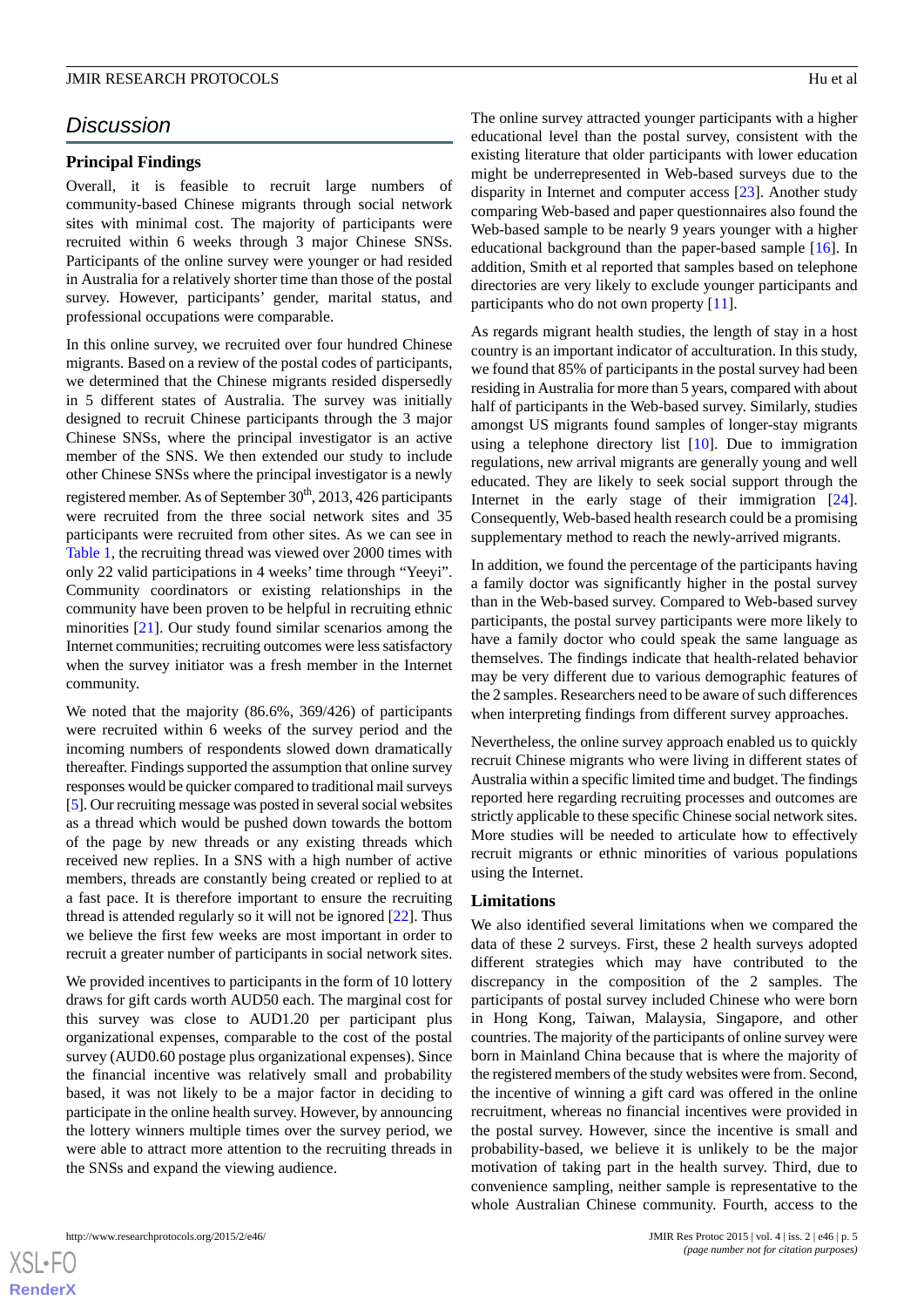## Discussion

### Principal Findings

Overall, it is feasible to recruit large numbers of community-based Chinese migrants through social network sites with minimal cost. The majority of participants were recruited within 6 weeks through 3 major Chinese SNSs. Participants of the online survey were younger or had resided in Australia for a relatively shorter time than those of the postal survey. However, participants' gender, marital status, and professional occupations were comparable.

In this online survey, we recruited over four hundred Chinese migrants. Based on a review of the postal codes of participants, we determined that the Chinese migrants resided dispersedly in 5 different states of Australia. The survey was initially designed to recruit Chinese participants through the 3 major Chinese SNSs, where the principal investigator is an active member of the SNS. We then extended our study to include other Chinese SNSs where the principal investigator is a newly registered member. As of September 30th, 2013, 426 participants were recruited from the three social network sites and 35 participants were recruited from other sites. As we can see in Table 1, the recruiting thread was viewed over 2000 times with only 22 valid participations in 4 weeks' time through "Yeeyi". Community coordinators or existing relationships in the community have been proven to be helpful in recruiting ethnic minorities [21]. Our study found similar scenarios among the Internet communities; recruiting outcomes were less satisfactory when the survey initiator was a fresh member in the Internet community.

We noted that the majority (86.6%, 369/426) of participants were recruited within 6 weeks of the survey period and the incoming numbers of respondents slowed down dramatically thereafter. Findings supported the assumption that online survey responses would be quicker compared to traditional mail surveys [5]. Our recruiting message was posted in several social websites as a thread which would be pushed down towards the bottom of the page by new threads or any existing threads which received new replies. In a SNS with a high number of active members, threads are constantly being created or replied to at a fast pace. It is therefore important to ensure the recruiting thread is attended regularly so it will not be ignored [22]. Thus we believe the first few weeks are most important in order to recruit a greater number of participants in social network sites.

We provided incentives to participants in the form of 10 lottery draws for gift cards worth AUD50 each. The marginal cost for this survey was close to AUD1.20 per participant plus organizational expenses, comparable to the cost of the postal survey (AUD0.60 postage plus organizational expenses). Since the financial incentive was relatively small and probability based, it was not likely to be a major factor in deciding to participate in the online health survey. However, by announcing the lottery winners multiple times over the survey period, we were able to attract more attention to the recruiting threads in the SNSs and expand the viewing audience.

The online survey attracted younger participants with a higher educational level than the postal survey, consistent with the existing literature that older participants with lower education might be underrepresented in Web-based surveys due to the disparity in Internet and computer access [23]. Another study comparing Web-based and paper questionnaires also found the Web-based sample to be nearly 9 years younger with a higher educational background than the paper-based sample [16]. In addition, Smith et al reported that samples based on telephone directories are very likely to exclude younger participants and participants who do not own property [11].

As regards migrant health studies, the length of stay in a host country is an important indicator of acculturation. In this study, we found that 85% of participants in the postal survey had been residing in Australia for more than 5 years, compared with about half of participants in the Web-based survey. Similarly, studies amongst US migrants found samples of longer-stay migrants using a telephone directory list [10]. Due to immigration regulations, new arrival migrants are generally young and well educated. They are likely to seek social support through the Internet in the early stage of their immigration [24]. Consequently, Web-based health research could be a promising supplementary method to reach the newly-arrived migrants.

In addition, we found the percentage of the participants having a family doctor was significantly higher in the postal survey than in the Web-based survey. Compared to Web-based survey participants, the postal survey participants were more likely to have a family doctor who could speak the same language as themselves. The findings indicate that health-related behavior may be very different due to various demographic features of the 2 samples. Researchers need to be aware of such differences when interpreting findings from different survey approaches.

Nevertheless, the online survey approach enabled us to quickly recruit Chinese migrants who were living in different states of Australia within a specific limited time and budget. The findings reported here regarding recruiting processes and outcomes are strictly applicable to these specific Chinese social network sites. More studies will be needed to articulate how to effectively recruit migrants or ethnic minorities of various populations using the Internet.

### Limitations

We also identified several limitations when we compared the data of these 2 surveys. First, these 2 health surveys adopted different strategies which may have contributed to the discrepancy in the composition of the 2 samples. The participants of postal survey included Chinese who were born in Hong Kong, Taiwan, Malaysia, Singapore, and other countries. The majority of the participants of online survey were born in Mainland China because that is where the majority of the registered members of the study websites were from. Second, the incentive of winning a gift card was offered in the online recruitment, whereas no financial incentives were provided in the postal survey. However, since the incentive is small and probability-based, we believe it is unlikely to be the major motivation of taking part in the health survey. Third, due to convenience sampling, neither sample is representative to the whole Australian Chinese community. Fourth, access to the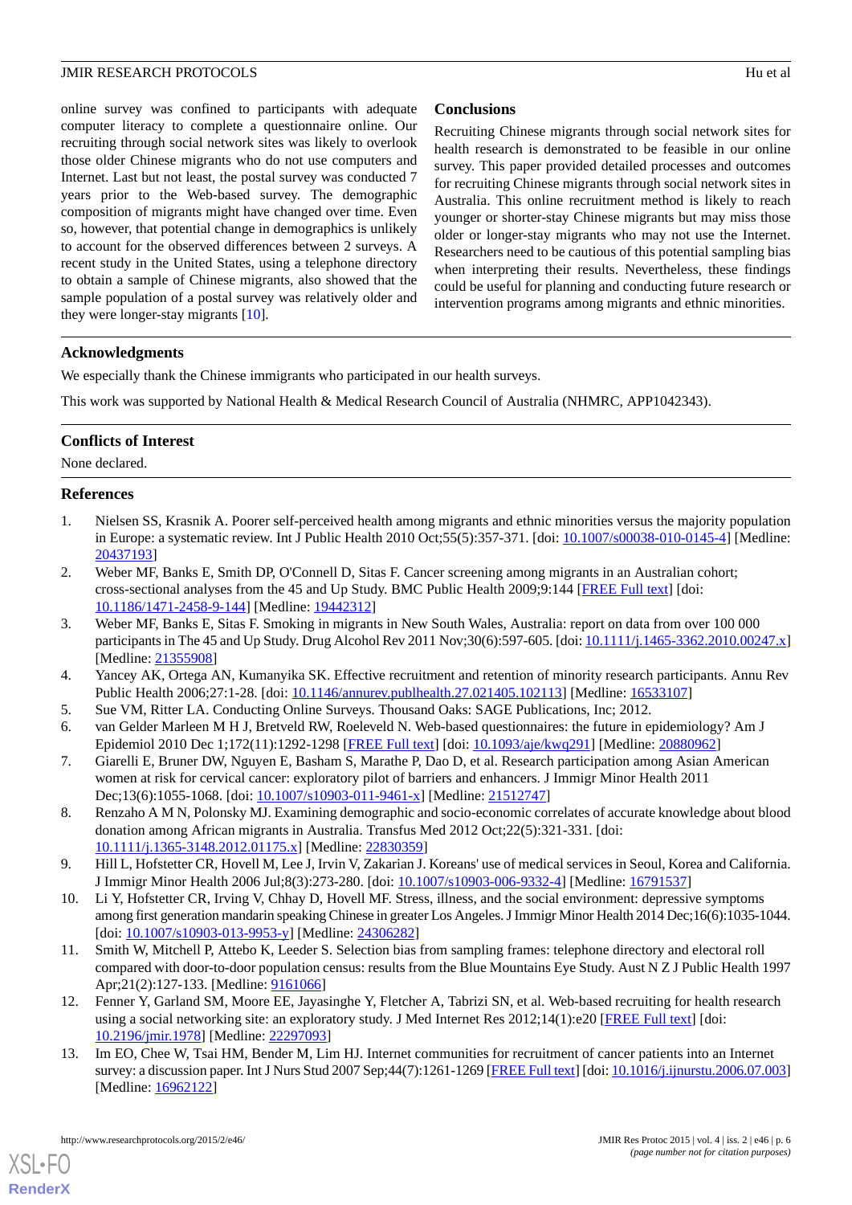online survey was confined to participants with adequate computer literacy to complete a questionnaire online. Our recruiting through social network sites was likely to overlook those older Chinese migrants who do not use computers and Internet. Last but not least, the postal survey was conducted 7 years prior to the Web-based survey. The demographic composition of migrants might have changed over time. Even so, however, that potential change in demographics is unlikely to account for the observed differences between 2 surveys. A recent study in the United States, using a telephone directory to obtain a sample of Chinese migrants, also showed that the sample population of a postal survey was relatively older and they were longer-stay migrants [10].

## Conclusions

Recruiting Chinese migrants through social network sites for health research is demonstrated to be feasible in our online survey. This paper provided detailed processes and outcomes for recruiting Chinese migrants through social network sites in Australia. This online recruitment method is likely to reach younger or shorter-stay Chinese migrants but may miss those older or longer-stay migrants who may not use the Internet. Researchers need to be cautious of this potential sampling bias when interpreting their results. Nevertheless, these findings could be useful for planning and conducting future research or intervention programs among migrants and ethnic minorities.

## Acknowledgments

We especially thank the Chinese immigrants who participated in our health surveys.

This work was supported by National Health & Medical Research Council of Australia (NHMRC, APP1042343).

## Conflicts of Interest

None declared.

## References

1. Nielsen SS, Krasnik A. Poorer self-perceived health among migrants and ethnic minorities versus the majority population in Europe: a systematic review. Int J Public Health 2010 Oct;55(5):357-371. [doi: 10.1007/s00038-010-0145-4] [Medline: 20437193]
2. Weber MF, Banks E, Smith DP, O'Connell D, Sitas F. Cancer screening among migrants in an Australian cohort; cross-sectional analyses from the 45 and Up Study. BMC Public Health 2009;9:144 [FREE Full text] [doi: 10.1186/1471-2458-9-144] [Medline: 19442312]
3. Weber MF, Banks E, Sitas F. Smoking in migrants in New South Wales, Australia: report on data from over 100 000 participants in The 45 and Up Study. Drug Alcohol Rev 2011 Nov;30(6):597-605. [doi: 10.1111/j.1465-3362.2010.00247.x] [Medline: 21355908]
4. Yancey AK, Ortega AN, Kumanyika SK. Effective recruitment and retention of minority research participants. Annu Rev Public Health 2006;27:1-28. [doi: 10.1146/annurev.publhealth.27.021405.102113] [Medline: 16533107]
5. Sue VM, Ritter LA. Conducting Online Surveys. Thousand Oaks: SAGE Publications, Inc; 2012.
6. van Gelder Marleen M H J, Bretveld RW, Roeleveld N. Web-based questionnaires: the future in epidemiology? Am J Epidemiol 2010 Dec 1;172(11):1292-1298 [FREE Full text] [doi: 10.1093/aje/kwq291] [Medline: 20880962]
7. Giarelli E, Bruner DW, Nguyen E, Basham S, Marathe P, Dao D, et al. Research participation among Asian American women at risk for cervical cancer: exploratory pilot of barriers and enhancers. J Immigr Minor Health 2011 Dec;13(6):1055-1068. [doi: 10.1007/s10903-011-9461-x] [Medline: 21512747]
8. Renzaho A M N, Polonsky MJ. Examining demographic and socio-economic correlates of accurate knowledge about blood donation among African migrants in Australia. Transfus Med 2012 Oct;22(5):321-331. [doi: 10.1111/j.1365-3148.2012.01175.x] [Medline: 22830359]
9. Hill L, Hofstetter CR, Hovell M, Lee J, Irvin V, Zakarian J. Koreans' use of medical services in Seoul, Korea and California. J Immigr Minor Health 2006 Jul;8(3):273-280. [doi: 10.1007/s10903-006-9332-4] [Medline: 16791537]
10. Li Y, Hofstetter CR, Irving V, Chhay D, Hovell MF. Stress, illness, and the social environment: depressive symptoms among first generation mandarin speaking Chinese in greater Los Angeles. J Immigr Minor Health 2014 Dec;16(6):1035-1044. [doi: 10.1007/s10903-013-9953-y] [Medline: 24306282]
11. Smith W, Mitchell P, Attebo K, Leeder S. Selection bias from sampling frames: telephone directory and electoral roll compared with door-to-door population census: results from the Blue Mountains Eye Study. Aust N Z J Public Health 1997 Apr;21(2):127-133. [Medline: 9161066]
12. Fenner Y, Garland SM, Moore EE, Jayasinghe Y, Fletcher A, Tabrizi SN, et al. Web-based recruiting for health research using a social networking site: an exploratory study. J Med Internet Res 2012;14(1):e20 [FREE Full text] [doi: 10.2196/jmir.1978] [Medline: 22297093]
13. Im EO, Chee W, Tsai HM, Bender M, Lim HJ. Internet communities for recruitment of cancer patients into an Internet survey: a discussion paper. Int J Nurs Stud 2007 Sep;44(7):1261-1269 [FREE Full text] [doi: 10.1016/j.ijnurstu.2006.07.003] [Medline: 16962122]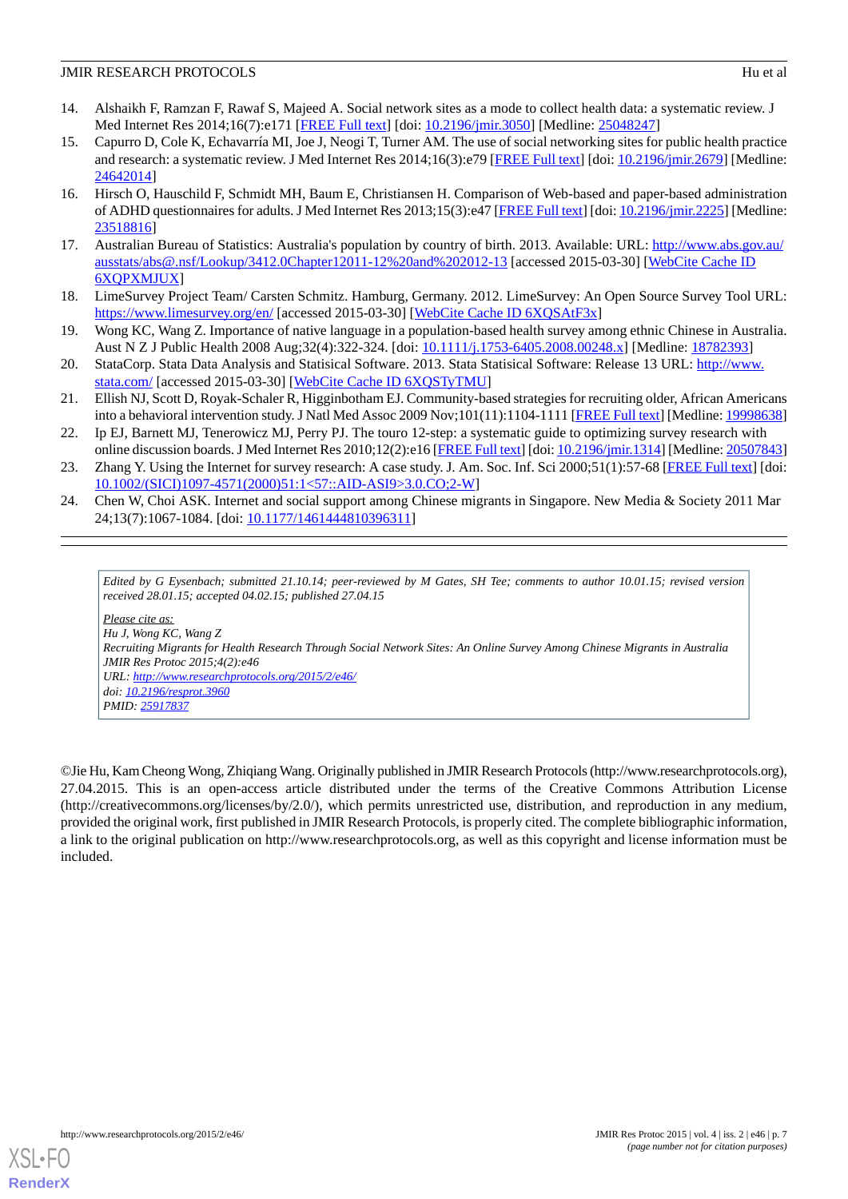14. Alshaikh F, Ramzan F, Rawaf S, Majeed A. Social network sites as a mode to collect health data: a systematic review. J Med Internet Res 2014;16(7):e171 [FREE Full text] [doi: 10.2196/jmir.3050] [Medline: 25048247]
15. Capurro D, Cole K, Echavarría MI, Joe J, Neogi T, Turner AM. The use of social networking sites for public health practice and research: a systematic review. J Med Internet Res 2014;16(3):e79 [FREE Full text] [doi: 10.2196/jmir.2679] [Medline: 24642014]
16. Hirsch O, Hauschild F, Schmidt MH, Baum E, Christiansen H. Comparison of Web-based and paper-based administration of ADHD questionnaires for adults. J Med Internet Res 2013;15(3):e47 [FREE Full text] [doi: 10.2196/jmir.2225] [Medline: 23518816]
17. Australian Bureau of Statistics: Australia's population by country of birth. 2013. Available: URL: http://www.abs.gov.au/ausstats/abs@.nsf/Lookup/3412.0Chapter12011-12%20and%202012-13 [accessed 2015-03-30] [WebCite Cache ID 6XQPXMJUX]
18. LimeSurvey Project Team/ Carsten Schmitz. Hamburg, Germany. 2012. LimeSurvey: An Open Source Survey Tool URL: https://www.limesurvey.org/en/ [accessed 2015-03-30] [WebCite Cache ID 6XQSAtF3x]
19. Wong KC, Wang Z. Importance of native language in a population-based health survey among ethnic Chinese in Australia. Aust N Z J Public Health 2008 Aug;32(4):322-324. [doi: 10.1111/j.1753-6405.2008.00248.x] [Medline: 18782393]
20. StataCorp. Stata Data Analysis and Statisical Software. 2013. Stata Statisical Software: Release 13 URL: http://www.stata.com/ [accessed 2015-03-30] [WebCite Cache ID 6XQSTyTMU]
21. Ellish NJ, Scott D, Royak-Schaler R, Higginbotham EJ. Community-based strategies for recruiting older, African Americans into a behavioral intervention study. J Natl Med Assoc 2009 Nov;101(11):1104-1111 [FREE Full text] [Medline: 19998638]
22. Ip EJ, Barnett MJ, Tenerowicz MJ, Perry PJ. The touro 12-step: a systematic guide to optimizing survey research with online discussion boards. J Med Internet Res 2010;12(2):e16 [FREE Full text] [doi: 10.2196/jmir.1314] [Medline: 20507843]
23. Zhang Y. Using the Internet for survey research: A case study. J. Am. Soc. Inf. Sci 2000;51(1):57-68 [FREE Full text] [doi: 10.1002/(SICI)1097-4571(2000)51:1<57::AID-ASI9>3.0.CO;2-W]
24. Chen W, Choi ASK. Internet and social support among Chinese migrants in Singapore. New Media & Society 2011 Mar 24;13(7):1067-1084. [doi: 10.1177/1461444810396311]

---

*Edited by G Eysenbach; submitted 21.10.14; peer-reviewed by M Gates, SH Tee; comments to author 10.01.15; revised version received 28.01.15; accepted 04.02.15; published 27.04.15*

*Please cite as:*
*Hu J, Wong KC, Wang Z*
*Recruiting Migrants for Health Research Through Social Network Sites: An Online Survey Among Chinese Migrants in Australia*
*JMIR Res Protoc 2015;4(2):e46*
*URL: http://www.researchprotocols.org/2015/2/e46/*
*doi: 10.2196/resprot.3960*
*PMID: 25917837*

©Jie Hu, Kam Cheong Wong, Zhiqiang Wang. Originally published in JMIR Research Protocols (http://www.researchprotocols.org), 27.04.2015. This is an open-access article distributed under the terms of the Creative Commons Attribution License (http://creativecommons.org/licenses/by/2.0/), which permits unrestricted use, distribution, and reproduction in any medium, provided the original work, first published in JMIR Research Protocols, is properly cited. The complete bibliographic information, a link to the original publication on http://www.researchprotocols.org, as well as this copyright and license information must be included.